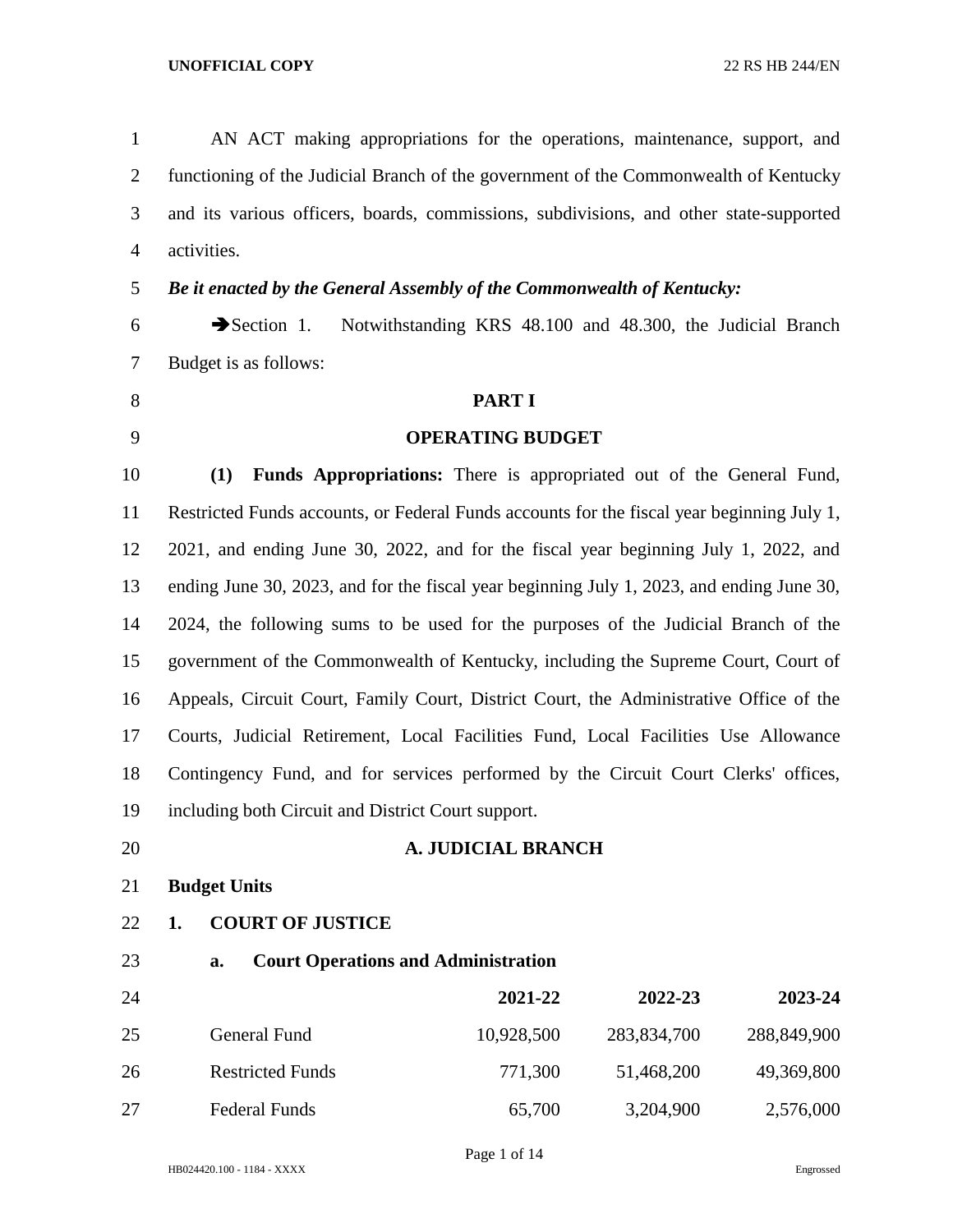AN ACT making appropriations for the operations, maintenance, support, and functioning of the Judicial Branch of the government of the Commonwealth of Kentucky and its various officers, boards, commissions, subdivisions, and other state-supported activities.

***Be it enacted by the General Assembly of the Commonwealth of Kentucky:***

➔Section 1. Notwithstanding KRS 48.100 and 48.300, the Judicial Branch Budget is as follows:

## PART I

## OPERATING BUDGET

**(1) Funds Appropriations:** There is appropriated out of the General Fund, Restricted Funds accounts, or Federal Funds accounts for the fiscal year beginning July 1, 2021, and ending June 30, 2022, and for the fiscal year beginning July 1, 2022, and ending June 30, 2023, and for the fiscal year beginning July 1, 2023, and ending June 30, 2024, the following sums to be used for the purposes of the Judicial Branch of the government of the Commonwealth of Kentucky, including the Supreme Court, Court of Appeals, Circuit Court, Family Court, District Court, the Administrative Office of the Courts, Judicial Retirement, Local Facilities Fund, Local Facilities Use Allowance Contingency Fund, and for services performed by the Circuit Court Clerks' offices, including both Circuit and District Court support.

### A. JUDICIAL BRANCH

**Budget Units**

**1. COURT OF JUSTICE**

**a. Court Operations and Administration**

| | 2021-22 | 2022-23 | 2023-24 |
|---|---|---|---|
| General Fund | 10,928,500 | 283,834,700 | 288,849,900 |
| Restricted Funds | 771,300 | 51,468,200 | 49,369,800 |
| Federal Funds | 65,700 | 3,204,900 | 2,576,000 |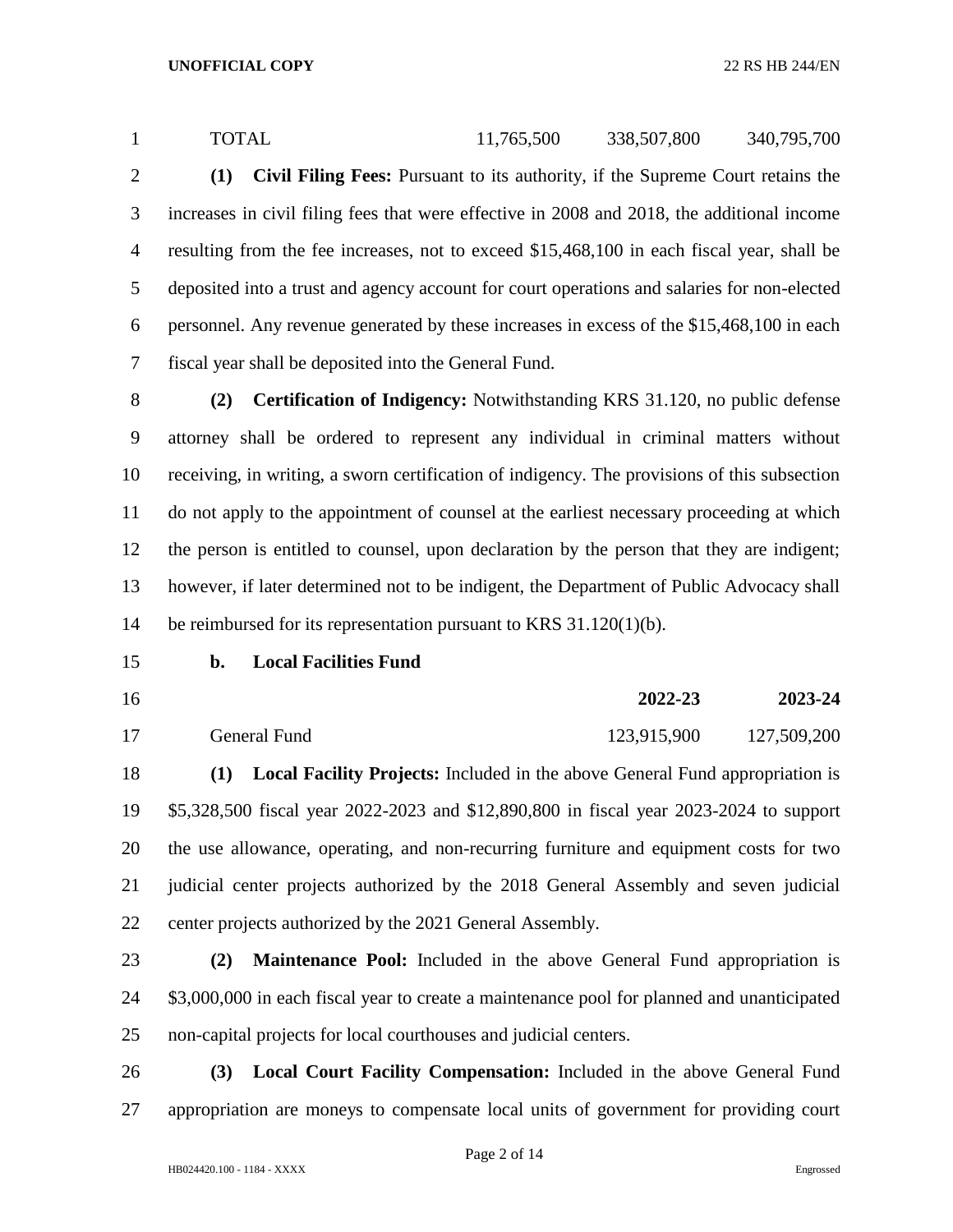| | | | |
|---|---|---|---|
| TOTAL | 11,765,500 | 338,507,800 | 340,795,700 |

**(1) Civil Filing Fees:** Pursuant to its authority, if the Supreme Court retains the increases in civil filing fees that were effective in 2008 and 2018, the additional income resulting from the fee increases, not to exceed $15,468,100 in each fiscal year, shall be deposited into a trust and agency account for court operations and salaries for non-elected personnel. Any revenue generated by these increases in excess of the $15,468,100 in each fiscal year shall be deposited into the General Fund.

**(2) Certification of Indigency:** Notwithstanding KRS 31.120, no public defense attorney shall be ordered to represent any individual in criminal matters without receiving, in writing, a sworn certification of indigency. The provisions of this subsection do not apply to the appointment of counsel at the earliest necessary proceeding at which the person is entitled to counsel, upon declaration by the person that they are indigent; however, if later determined not to be indigent, the Department of Public Advocacy shall be reimbursed for its representation pursuant to KRS 31.120(1)(b).

**b. Local Facilities Fund**

| | **2022-23** | **2023-24** |
|---|---|---|
| General Fund | 123,915,900 | 127,509,200 |

**(1) Local Facility Projects:** Included in the above General Fund appropriation is $5,328,500 fiscal year 2022-2023 and $12,890,800 in fiscal year 2023-2024 to support the use allowance, operating, and non-recurring furniture and equipment costs for two judicial center projects authorized by the 2018 General Assembly and seven judicial center projects authorized by the 2021 General Assembly.

**(2) Maintenance Pool:** Included in the above General Fund appropriation is $3,000,000 in each fiscal year to create a maintenance pool for planned and unanticipated non-capital projects for local courthouses and judicial centers.

**(3) Local Court Facility Compensation:** Included in the above General Fund appropriation are moneys to compensate local units of government for providing court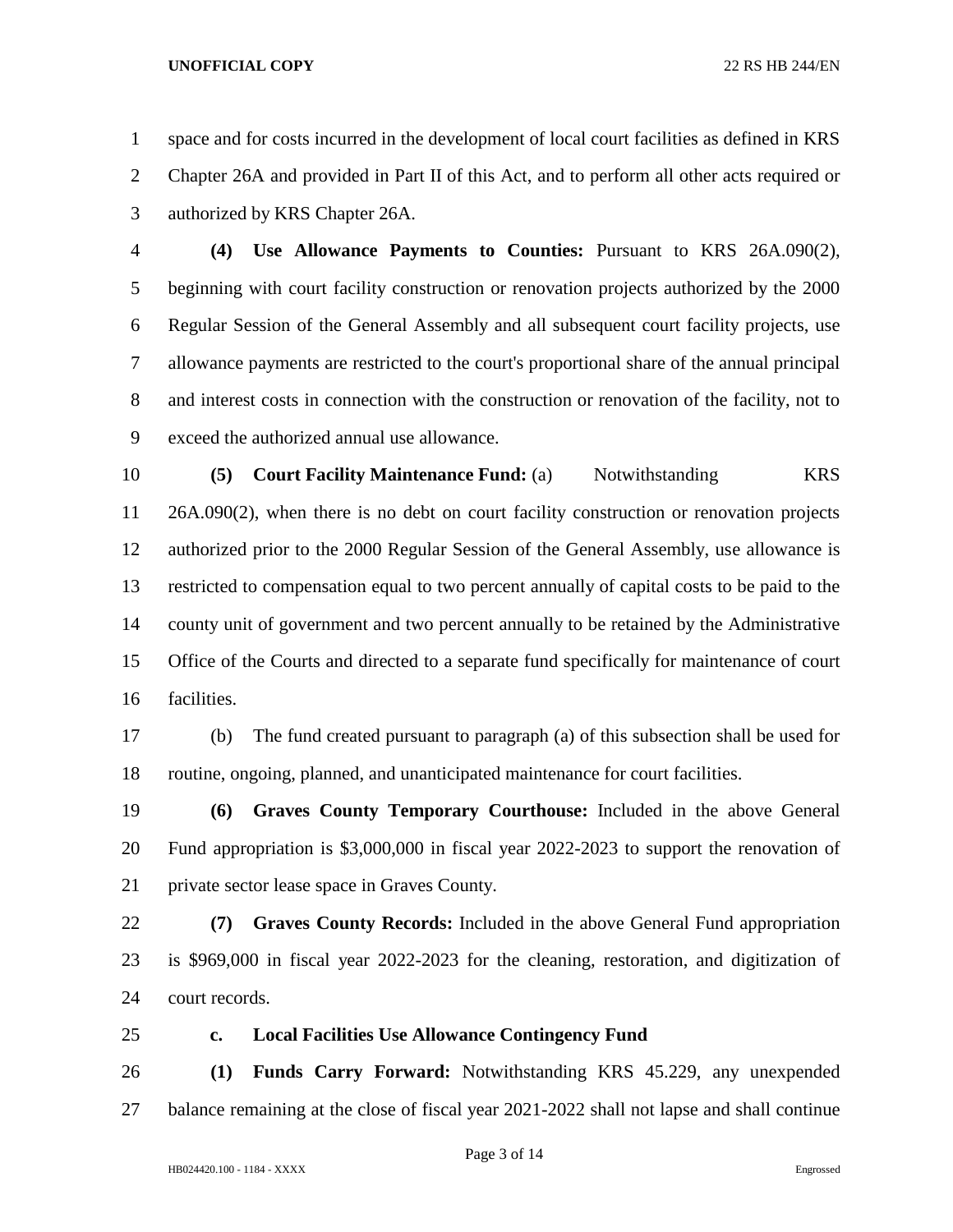space and for costs incurred in the development of local court facilities as defined in KRS Chapter 26A and provided in Part II of this Act, and to perform all other acts required or authorized by KRS Chapter 26A.

**(4) Use Allowance Payments to Counties:** Pursuant to KRS 26A.090(2), beginning with court facility construction or renovation projects authorized by the 2000 Regular Session of the General Assembly and all subsequent court facility projects, use allowance payments are restricted to the court's proportional share of the annual principal and interest costs in connection with the construction or renovation of the facility, not to exceed the authorized annual use allowance.

**(5) Court Facility Maintenance Fund:** (a) Notwithstanding KRS 26A.090(2), when there is no debt on court facility construction or renovation projects authorized prior to the 2000 Regular Session of the General Assembly, use allowance is restricted to compensation equal to two percent annually of capital costs to be paid to the county unit of government and two percent annually to be retained by the Administrative Office of the Courts and directed to a separate fund specifically for maintenance of court facilities.

(b) The fund created pursuant to paragraph (a) of this subsection shall be used for routine, ongoing, planned, and unanticipated maintenance for court facilities.

**(6) Graves County Temporary Courthouse:** Included in the above General Fund appropriation is $3,000,000 in fiscal year 2022-2023 to support the renovation of private sector lease space in Graves County.

**(7) Graves County Records:** Included in the above General Fund appropriation is $969,000 in fiscal year 2022-2023 for the cleaning, restoration, and digitization of court records.

**c. Local Facilities Use Allowance Contingency Fund**

**(1) Funds Carry Forward:** Notwithstanding KRS 45.229, any unexpended balance remaining at the close of fiscal year 2021-2022 shall not lapse and shall continue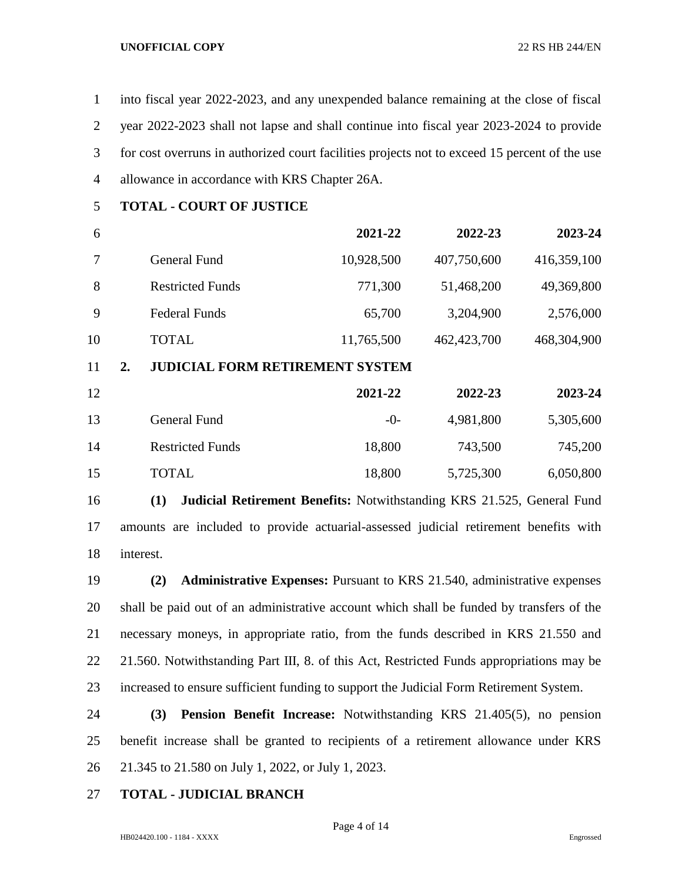into fiscal year 2022-2023, and any unexpended balance remaining at the close of fiscal year 2022-2023 shall not lapse and shall continue into fiscal year 2023-2024 to provide for cost overruns in authorized court facilities projects not to exceed 15 percent of the use allowance in accordance with KRS Chapter 26A.

**TOTAL - COURT OF JUSTICE**

| | 2021-22 | 2022-23 | 2023-24 |
|---|---|---|---|
| General Fund | 10,928,500 | 407,750,600 | 416,359,100 |
| Restricted Funds | 771,300 | 51,468,200 | 49,369,800 |
| Federal Funds | 65,700 | 3,204,900 | 2,576,000 |
| TOTAL | 11,765,500 | 462,423,700 | 468,304,900 |

**2. JUDICIAL FORM RETIREMENT SYSTEM**

| | 2021-22 | 2022-23 | 2023-24 |
|---|---|---|---|
| General Fund | -0- | 4,981,800 | 5,305,600 |
| Restricted Funds | 18,800 | 743,500 | 745,200 |
| TOTAL | 18,800 | 5,725,300 | 6,050,800 |

**(1) Judicial Retirement Benefits:** Notwithstanding KRS 21.525, General Fund amounts are included to provide actuarial-assessed judicial retirement benefits with interest.

**(2) Administrative Expenses:** Pursuant to KRS 21.540, administrative expenses shall be paid out of an administrative account which shall be funded by transfers of the necessary moneys, in appropriate ratio, from the funds described in KRS 21.550 and 21.560. Notwithstanding Part III, 8. of this Act, Restricted Funds appropriations may be increased to ensure sufficient funding to support the Judicial Form Retirement System.

**(3) Pension Benefit Increase:** Notwithstanding KRS 21.405(5), no pension benefit increase shall be granted to recipients of a retirement allowance under KRS 21.345 to 21.580 on July 1, 2022, or July 1, 2023.

**TOTAL - JUDICIAL BRANCH**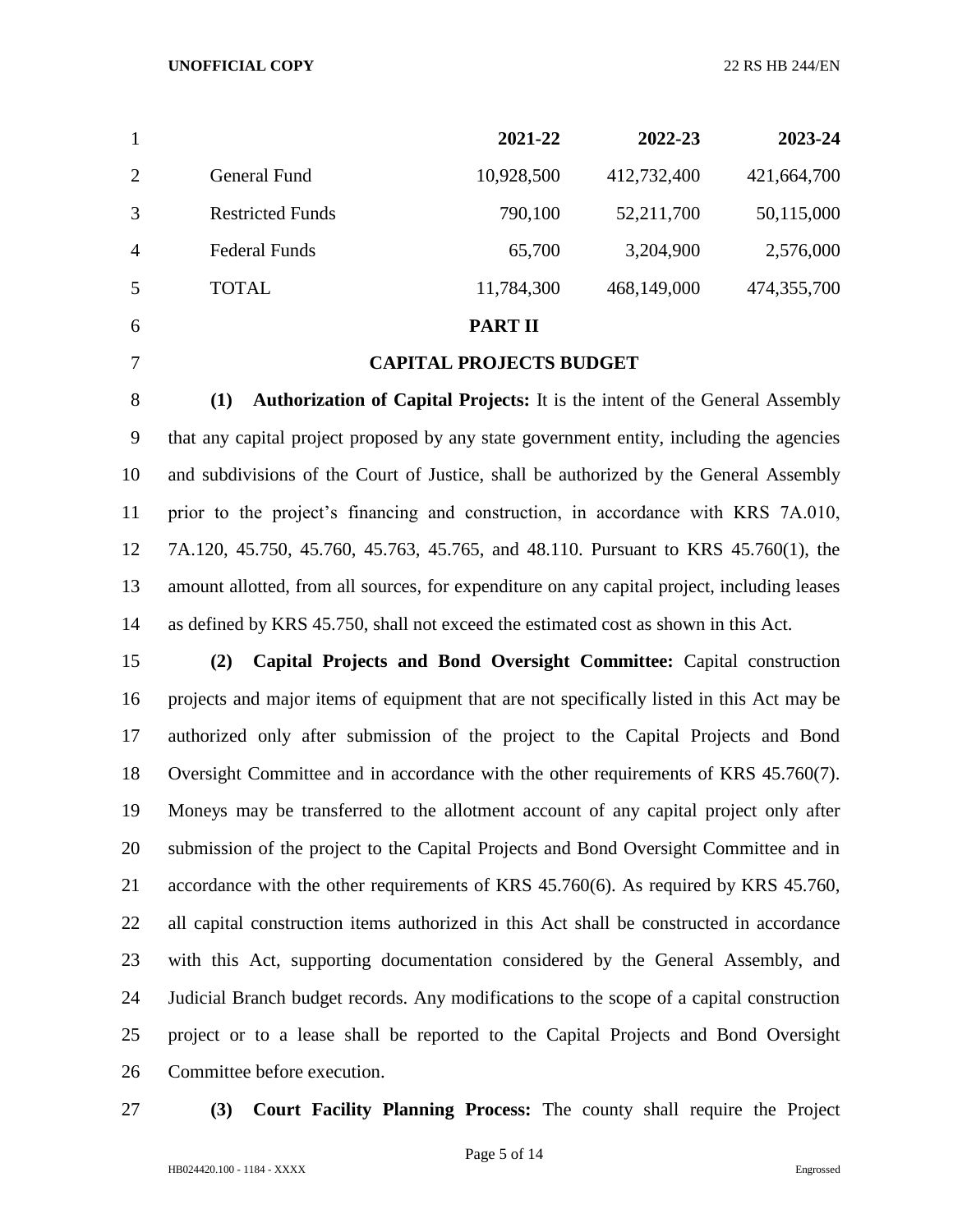| | 2021-22 | 2022-23 | 2023-24 |
|---|---|---|---|
| General Fund | 10,928,500 | 412,732,400 | 421,664,700 |
| Restricted Funds | 790,100 | 52,211,700 | 50,115,000 |
| Federal Funds | 65,700 | 3,204,900 | 2,576,000 |
| TOTAL | 11,784,300 | 468,149,000 | 474,355,700 |

## PART II

## CAPITAL PROJECTS BUDGET

**(1) Authorization of Capital Projects:** It is the intent of the General Assembly that any capital project proposed by any state government entity, including the agencies and subdivisions of the Court of Justice, shall be authorized by the General Assembly prior to the project's financing and construction, in accordance with KRS 7A.010, 7A.120, 45.750, 45.760, 45.763, 45.765, and 48.110. Pursuant to KRS 45.760(1), the amount allotted, from all sources, for expenditure on any capital project, including leases as defined by KRS 45.750, shall not exceed the estimated cost as shown in this Act.

**(2) Capital Projects and Bond Oversight Committee:** Capital construction projects and major items of equipment that are not specifically listed in this Act may be authorized only after submission of the project to the Capital Projects and Bond Oversight Committee and in accordance with the other requirements of KRS 45.760(7). Moneys may be transferred to the allotment account of any capital project only after submission of the project to the Capital Projects and Bond Oversight Committee and in accordance with the other requirements of KRS 45.760(6). As required by KRS 45.760, all capital construction items authorized in this Act shall be constructed in accordance with this Act, supporting documentation considered by the General Assembly, and Judicial Branch budget records. Any modifications to the scope of a capital construction project or to a lease shall be reported to the Capital Projects and Bond Oversight Committee before execution.

**(3) Court Facility Planning Process:** The county shall require the Project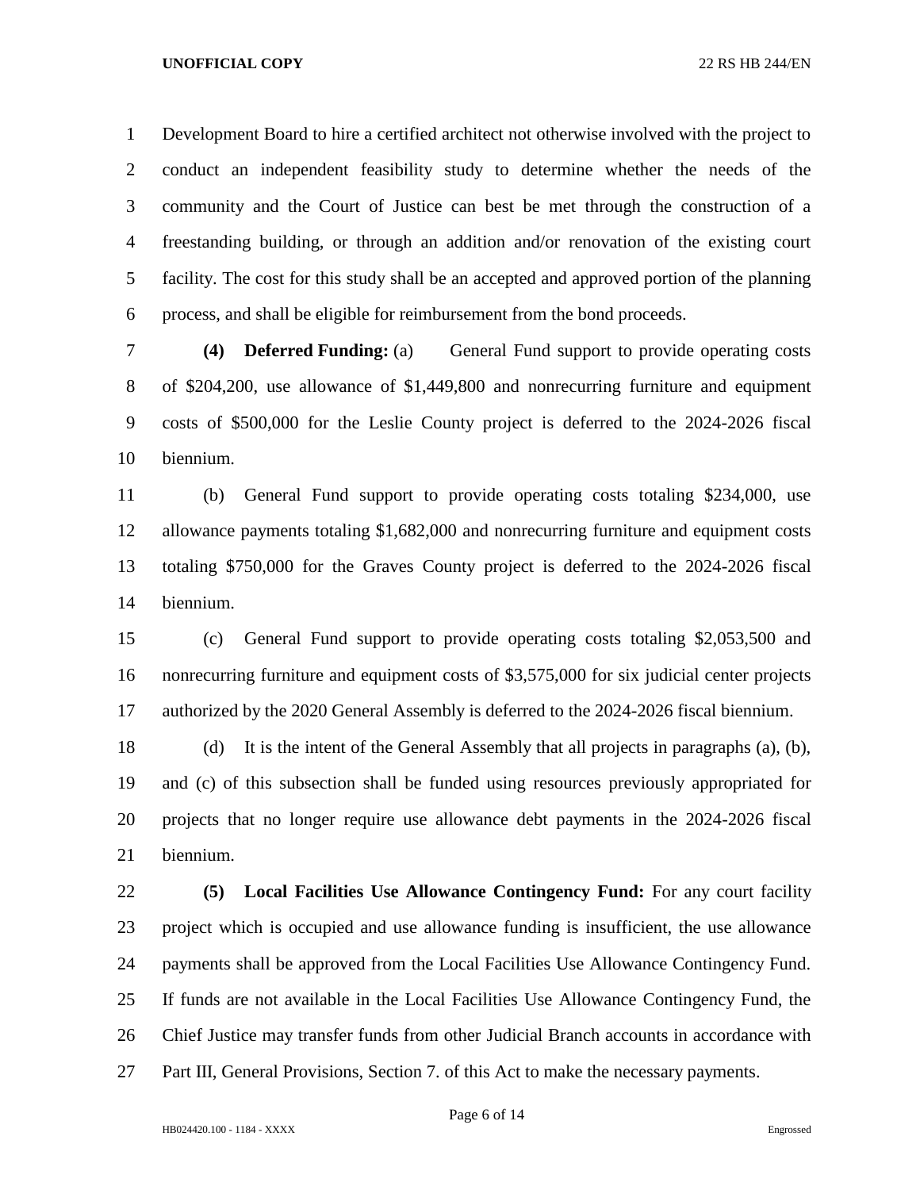Development Board to hire a certified architect not otherwise involved with the project to conduct an independent feasibility study to determine whether the needs of the community and the Court of Justice can best be met through the construction of a freestanding building, or through an addition and/or renovation of the existing court facility. The cost for this study shall be an accepted and approved portion of the planning process, and shall be eligible for reimbursement from the bond proceeds.

**(4) Deferred Funding:** (a) General Fund support to provide operating costs of $204,200, use allowance of $1,449,800 and nonrecurring furniture and equipment costs of $500,000 for the Leslie County project is deferred to the 2024-2026 fiscal biennium.

(b) General Fund support to provide operating costs totaling $234,000, use allowance payments totaling $1,682,000 and nonrecurring furniture and equipment costs totaling $750,000 for the Graves County project is deferred to the 2024-2026 fiscal biennium.

(c) General Fund support to provide operating costs totaling $2,053,500 and nonrecurring furniture and equipment costs of $3,575,000 for six judicial center projects authorized by the 2020 General Assembly is deferred to the 2024-2026 fiscal biennium.

(d) It is the intent of the General Assembly that all projects in paragraphs (a), (b), and (c) of this subsection shall be funded using resources previously appropriated for projects that no longer require use allowance debt payments in the 2024-2026 fiscal biennium.

**(5) Local Facilities Use Allowance Contingency Fund:** For any court facility project which is occupied and use allowance funding is insufficient, the use allowance payments shall be approved from the Local Facilities Use Allowance Contingency Fund. If funds are not available in the Local Facilities Use Allowance Contingency Fund, the Chief Justice may transfer funds from other Judicial Branch accounts in accordance with Part III, General Provisions, Section 7. of this Act to make the necessary payments.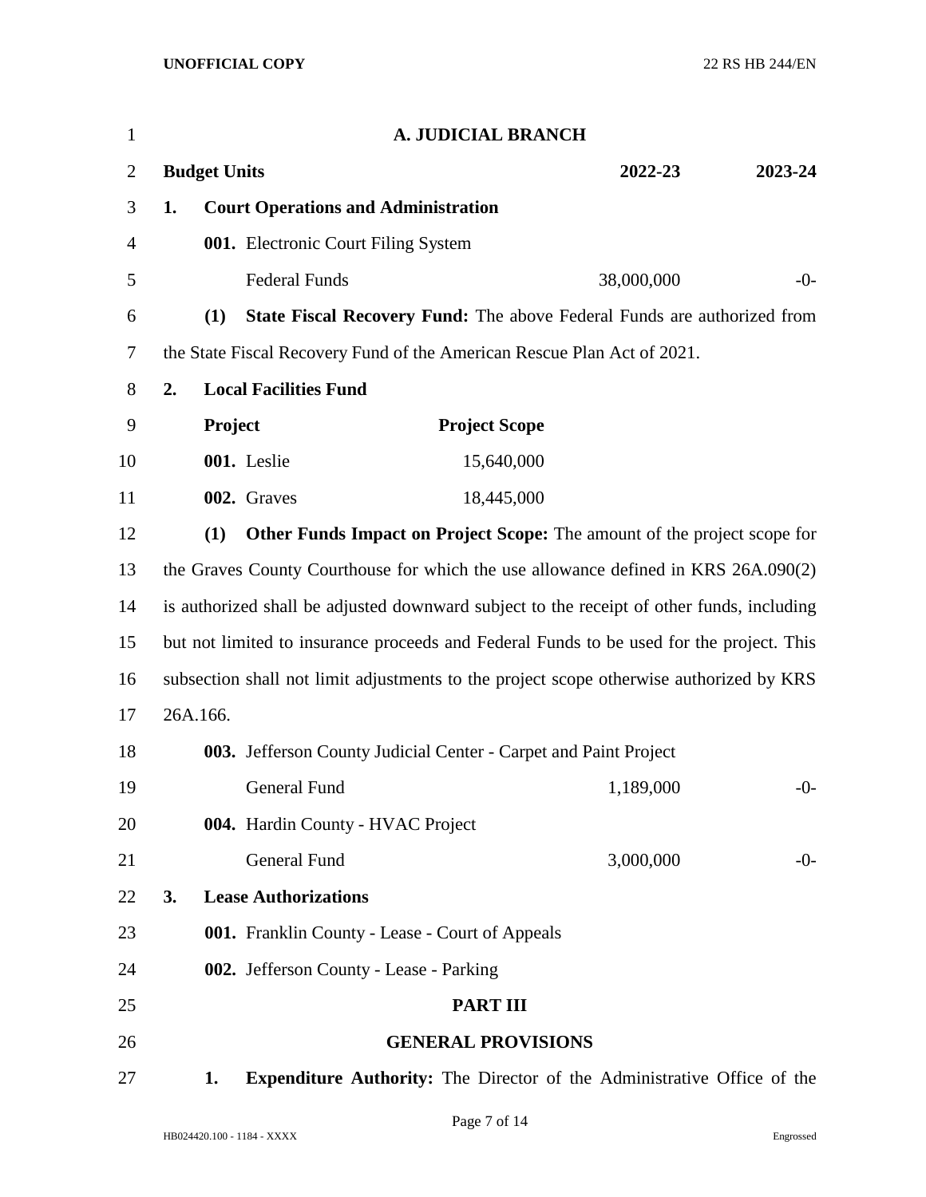## A. JUDICIAL BRANCH

| Budget Units | 2022-23 | 2023-24 |
|---|---|---|
| **1. Court Operations and Administration** | | |
| **001.** Electronic Court Filing System | | |
| Federal Funds | 38,000,000 | -0- |

**(1) State Fiscal Recovery Fund:** The above Federal Funds are authorized from the State Fiscal Recovery Fund of the American Rescue Plan Act of 2021.

**2. Local Facilities Fund**

| Project | Project Scope |
|---|---|
| **001.** Leslie | 15,640,000 |
| **002.** Graves | 18,445,000 |

**(1) Other Funds Impact on Project Scope:** The amount of the project scope for the Graves County Courthouse for which the use allowance defined in KRS 26A.090(2) is authorized shall be adjusted downward subject to the receipt of other funds, including but not limited to insurance proceeds and Federal Funds to be used for the project. This subsection shall not limit adjustments to the project scope otherwise authorized by KRS 26A.166.

| | 2022-23 | 2023-24 |
|---|---|---|
| **003.** Jefferson County Judicial Center - Carpet and Paint Project | | |
| General Fund | 1,189,000 | -0- |
| **004.** Hardin County - HVAC Project | | |
| General Fund | 3,000,000 | -0- |

**3. Lease Authorizations**

**001.** Franklin County - Lease - Court of Appeals

**002.** Jefferson County - Lease - Parking

## PART III

## GENERAL PROVISIONS

**1. Expenditure Authority:** The Director of the Administrative Office of the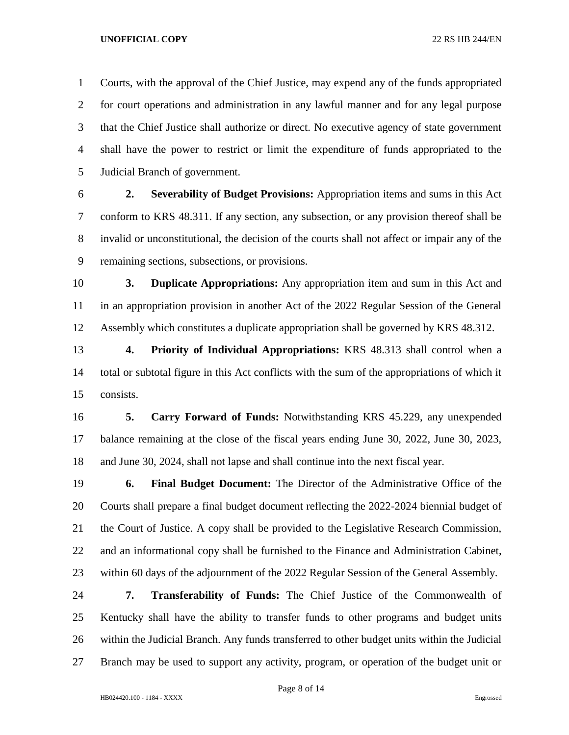Courts, with the approval of the Chief Justice, may expend any of the funds appropriated for court operations and administration in any lawful manner and for any legal purpose that the Chief Justice shall authorize or direct. No executive agency of state government shall have the power to restrict or limit the expenditure of funds appropriated to the Judicial Branch of government.

**2. Severability of Budget Provisions:** Appropriation items and sums in this Act conform to KRS 48.311. If any section, any subsection, or any provision thereof shall be invalid or unconstitutional, the decision of the courts shall not affect or impair any of the remaining sections, subsections, or provisions.

**3. Duplicate Appropriations:** Any appropriation item and sum in this Act and in an appropriation provision in another Act of the 2022 Regular Session of the General Assembly which constitutes a duplicate appropriation shall be governed by KRS 48.312.

**4. Priority of Individual Appropriations:** KRS 48.313 shall control when a total or subtotal figure in this Act conflicts with the sum of the appropriations of which it consists.

**5. Carry Forward of Funds:** Notwithstanding KRS 45.229, any unexpended balance remaining at the close of the fiscal years ending June 30, 2022, June 30, 2023, and June 30, 2024, shall not lapse and shall continue into the next fiscal year.

**6. Final Budget Document:** The Director of the Administrative Office of the Courts shall prepare a final budget document reflecting the 2022-2024 biennial budget of the Court of Justice. A copy shall be provided to the Legislative Research Commission, and an informational copy shall be furnished to the Finance and Administration Cabinet, within 60 days of the adjournment of the 2022 Regular Session of the General Assembly.

**7. Transferability of Funds:** The Chief Justice of the Commonwealth of Kentucky shall have the ability to transfer funds to other programs and budget units within the Judicial Branch. Any funds transferred to other budget units within the Judicial Branch may be used to support any activity, program, or operation of the budget unit or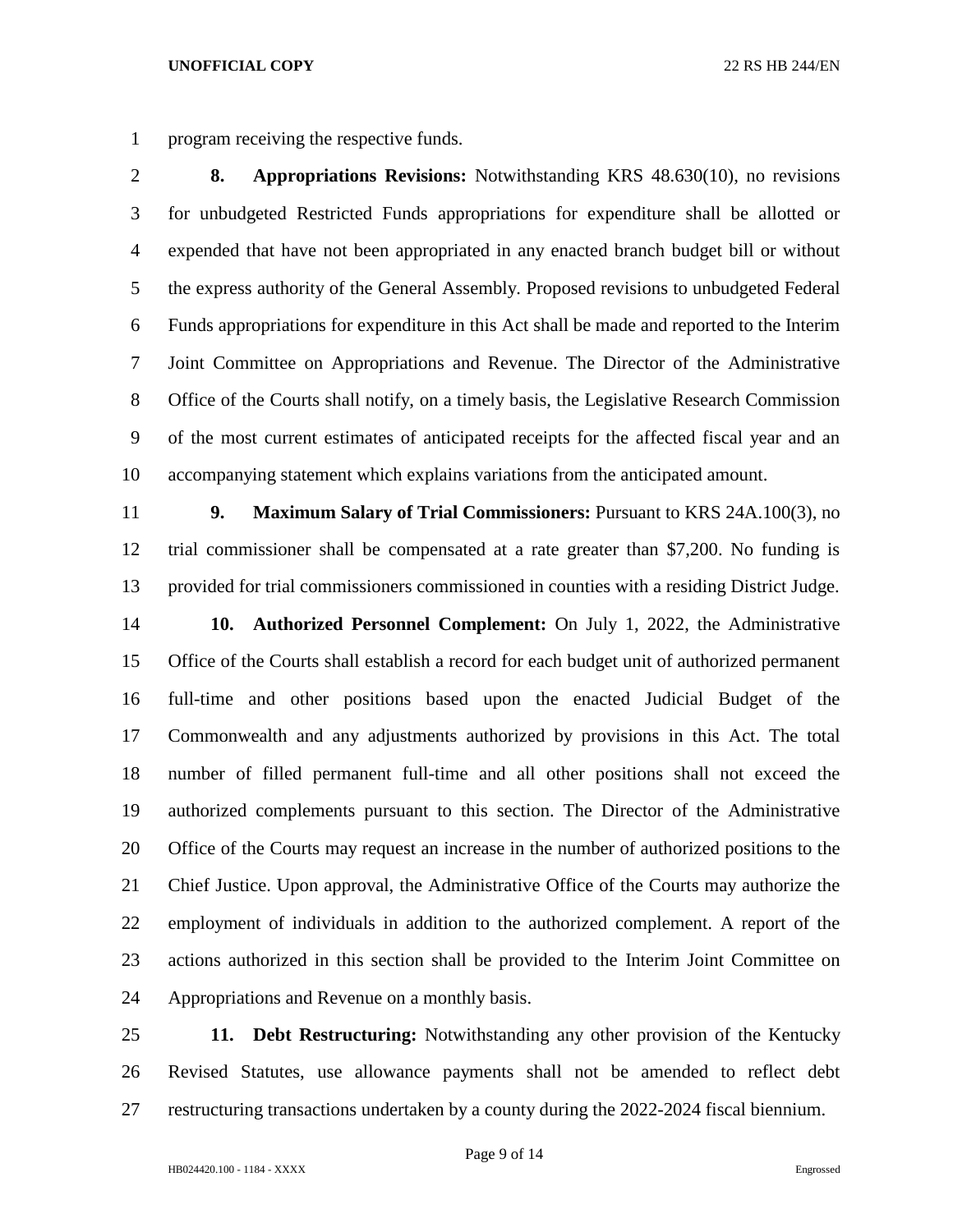program receiving the respective funds.

**8. Appropriations Revisions:** Notwithstanding KRS 48.630(10), no revisions for unbudgeted Restricted Funds appropriations for expenditure shall be allotted or expended that have not been appropriated in any enacted branch budget bill or without the express authority of the General Assembly. Proposed revisions to unbudgeted Federal Funds appropriations for expenditure in this Act shall be made and reported to the Interim Joint Committee on Appropriations and Revenue. The Director of the Administrative Office of the Courts shall notify, on a timely basis, the Legislative Research Commission of the most current estimates of anticipated receipts for the affected fiscal year and an accompanying statement which explains variations from the anticipated amount.

**9. Maximum Salary of Trial Commissioners:** Pursuant to KRS 24A.100(3), no trial commissioner shall be compensated at a rate greater than $7,200. No funding is provided for trial commissioners commissioned in counties with a residing District Judge.

**10. Authorized Personnel Complement:** On July 1, 2022, the Administrative Office of the Courts shall establish a record for each budget unit of authorized permanent full-time and other positions based upon the enacted Judicial Budget of the Commonwealth and any adjustments authorized by provisions in this Act. The total number of filled permanent full-time and all other positions shall not exceed the authorized complements pursuant to this section. The Director of the Administrative Office of the Courts may request an increase in the number of authorized positions to the Chief Justice. Upon approval, the Administrative Office of the Courts may authorize the employment of individuals in addition to the authorized complement. A report of the actions authorized in this section shall be provided to the Interim Joint Committee on Appropriations and Revenue on a monthly basis.

**11. Debt Restructuring:** Notwithstanding any other provision of the Kentucky Revised Statutes, use allowance payments shall not be amended to reflect debt restructuring transactions undertaken by a county during the 2022-2024 fiscal biennium.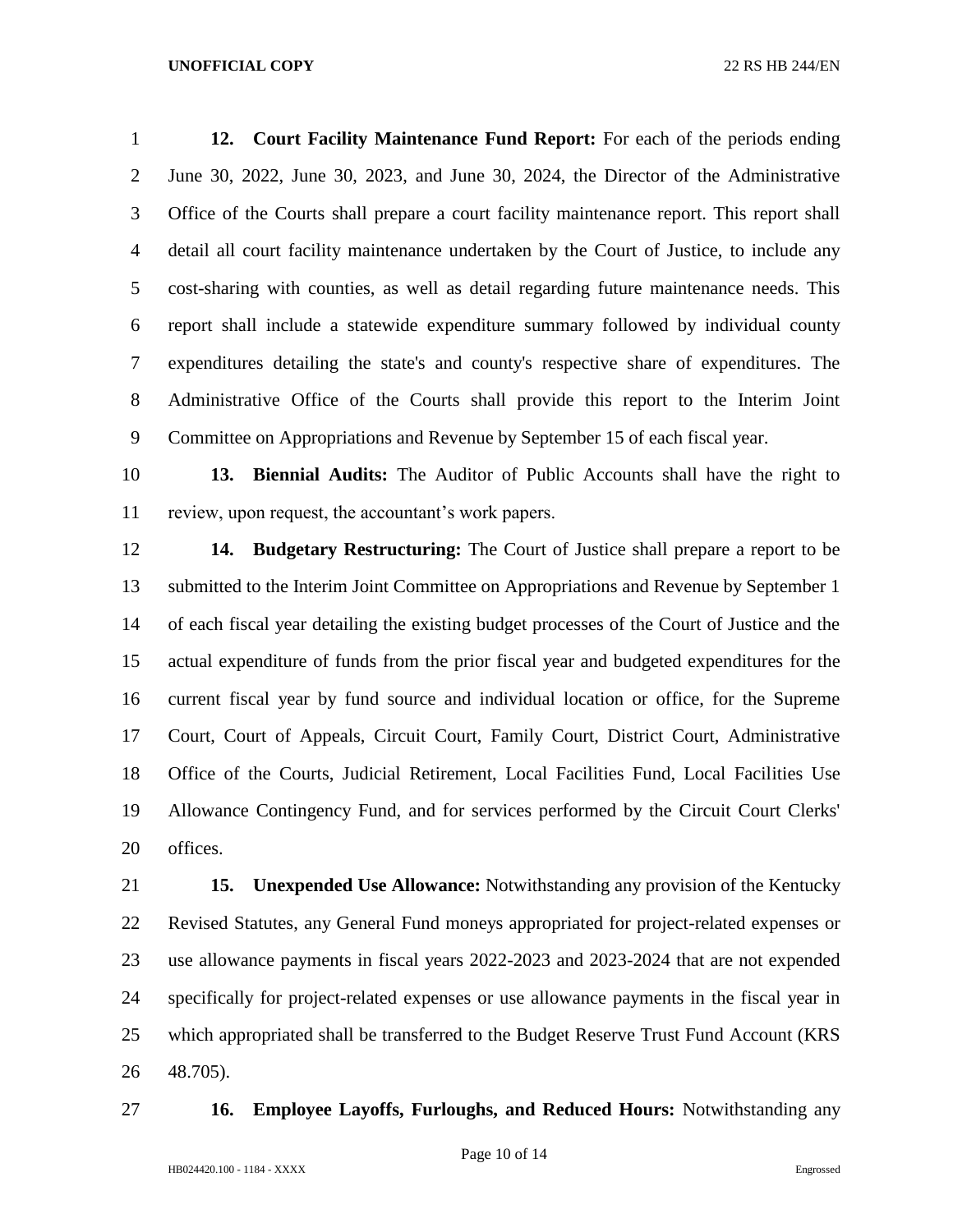**12. Court Facility Maintenance Fund Report:** For each of the periods ending June 30, 2022, June 30, 2023, and June 30, 2024, the Director of the Administrative Office of the Courts shall prepare a court facility maintenance report. This report shall detail all court facility maintenance undertaken by the Court of Justice, to include any cost-sharing with counties, as well as detail regarding future maintenance needs. This report shall include a statewide expenditure summary followed by individual county expenditures detailing the state's and county's respective share of expenditures. The Administrative Office of the Courts shall provide this report to the Interim Joint Committee on Appropriations and Revenue by September 15 of each fiscal year.

**13. Biennial Audits:** The Auditor of Public Accounts shall have the right to review, upon request, the accountant's work papers.

**14. Budgetary Restructuring:** The Court of Justice shall prepare a report to be submitted to the Interim Joint Committee on Appropriations and Revenue by September 1 of each fiscal year detailing the existing budget processes of the Court of Justice and the actual expenditure of funds from the prior fiscal year and budgeted expenditures for the current fiscal year by fund source and individual location or office, for the Supreme Court, Court of Appeals, Circuit Court, Family Court, District Court, Administrative Office of the Courts, Judicial Retirement, Local Facilities Fund, Local Facilities Use Allowance Contingency Fund, and for services performed by the Circuit Court Clerks' offices.

**15. Unexpended Use Allowance:** Notwithstanding any provision of the Kentucky Revised Statutes, any General Fund moneys appropriated for project-related expenses or use allowance payments in fiscal years 2022-2023 and 2023-2024 that are not expended specifically for project-related expenses or use allowance payments in the fiscal year in which appropriated shall be transferred to the Budget Reserve Trust Fund Account (KRS 48.705).

**16. Employee Layoffs, Furloughs, and Reduced Hours:** Notwithstanding any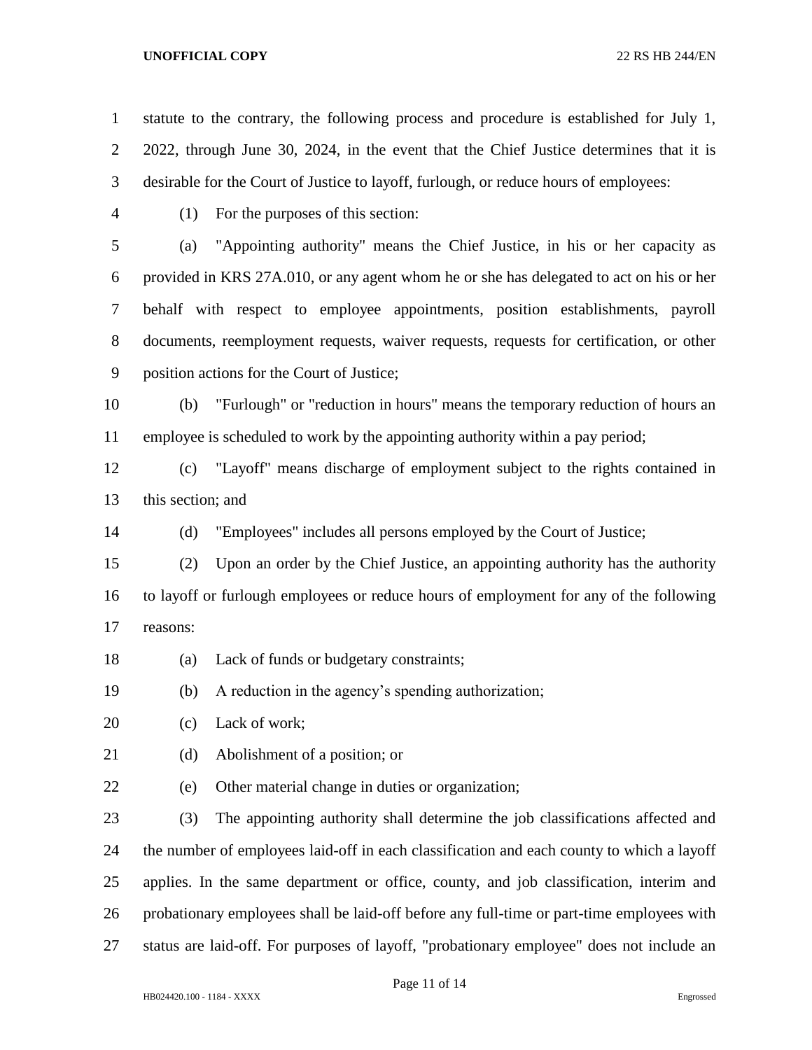statute to the contrary, the following process and procedure is established for July 1, 2022, through June 30, 2024, in the event that the Chief Justice determines that it is desirable for the Court of Justice to layoff, furlough, or reduce hours of employees:

(1) For the purposes of this section:

(a) "Appointing authority" means the Chief Justice, in his or her capacity as provided in KRS 27A.010, or any agent whom he or she has delegated to act on his or her behalf with respect to employee appointments, position establishments, payroll documents, reemployment requests, waiver requests, requests for certification, or other position actions for the Court of Justice;

(b) "Furlough" or "reduction in hours" means the temporary reduction of hours an employee is scheduled to work by the appointing authority within a pay period;

(c) "Layoff" means discharge of employment subject to the rights contained in this section; and

(d) "Employees" includes all persons employed by the Court of Justice;

(2) Upon an order by the Chief Justice, an appointing authority has the authority to layoff or furlough employees or reduce hours of employment for any of the following reasons:

(a) Lack of funds or budgetary constraints;

(b) A reduction in the agency's spending authorization;

(c) Lack of work;

(d) Abolishment of a position; or

(e) Other material change in duties or organization;

(3) The appointing authority shall determine the job classifications affected and the number of employees laid-off in each classification and each county to which a layoff applies. In the same department or office, county, and job classification, interim and probationary employees shall be laid-off before any full-time or part-time employees with status are laid-off. For purposes of layoff, "probationary employee" does not include an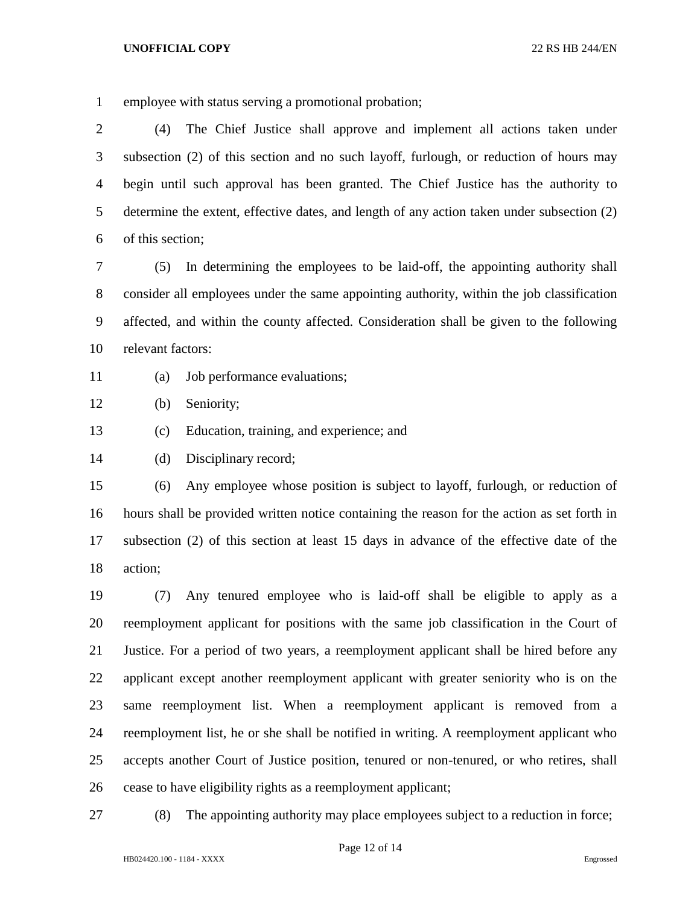employee with status serving a promotional probation;

(4) The Chief Justice shall approve and implement all actions taken under subsection (2) of this section and no such layoff, furlough, or reduction of hours may begin until such approval has been granted. The Chief Justice has the authority to determine the extent, effective dates, and length of any action taken under subsection (2) of this section;

(5) In determining the employees to be laid-off, the appointing authority shall consider all employees under the same appointing authority, within the job classification affected, and within the county affected. Consideration shall be given to the following relevant factors:

(a) Job performance evaluations;

(b) Seniority;

(c) Education, training, and experience; and

(d) Disciplinary record;

(6) Any employee whose position is subject to layoff, furlough, or reduction of hours shall be provided written notice containing the reason for the action as set forth in subsection (2) of this section at least 15 days in advance of the effective date of the action;

(7) Any tenured employee who is laid-off shall be eligible to apply as a reemployment applicant for positions with the same job classification in the Court of Justice. For a period of two years, a reemployment applicant shall be hired before any applicant except another reemployment applicant with greater seniority who is on the same reemployment list. When a reemployment applicant is removed from a reemployment list, he or she shall be notified in writing. A reemployment applicant who accepts another Court of Justice position, tenured or non-tenured, or who retires, shall cease to have eligibility rights as a reemployment applicant;

(8) The appointing authority may place employees subject to a reduction in force;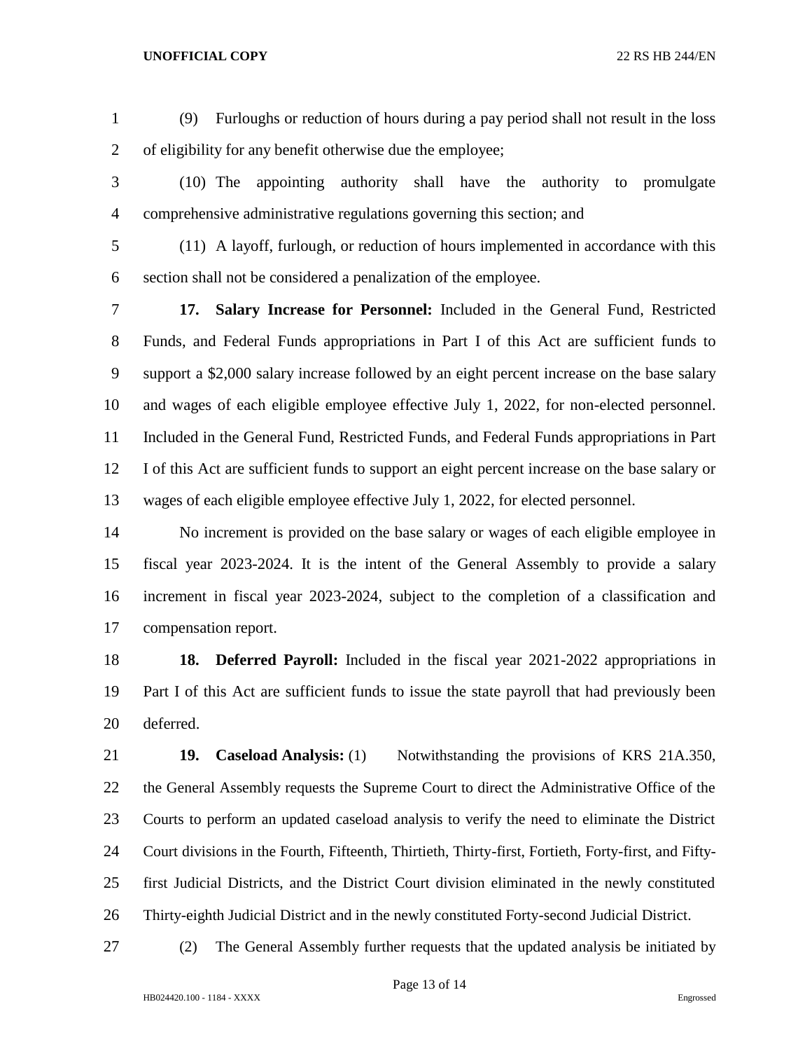(9) Furloughs or reduction of hours during a pay period shall not result in the loss of eligibility for any benefit otherwise due the employee;

(10) The appointing authority shall have the authority to promulgate comprehensive administrative regulations governing this section; and

(11) A layoff, furlough, or reduction of hours implemented in accordance with this section shall not be considered a penalization of the employee.

**17. Salary Increase for Personnel:** Included in the General Fund, Restricted Funds, and Federal Funds appropriations in Part I of this Act are sufficient funds to support a $2,000 salary increase followed by an eight percent increase on the base salary and wages of each eligible employee effective July 1, 2022, for non-elected personnel. Included in the General Fund, Restricted Funds, and Federal Funds appropriations in Part I of this Act are sufficient funds to support an eight percent increase on the base salary or wages of each eligible employee effective July 1, 2022, for elected personnel.

No increment is provided on the base salary or wages of each eligible employee in fiscal year 2023-2024. It is the intent of the General Assembly to provide a salary increment in fiscal year 2023-2024, subject to the completion of a classification and compensation report.

**18. Deferred Payroll:** Included in the fiscal year 2021-2022 appropriations in Part I of this Act are sufficient funds to issue the state payroll that had previously been deferred.

**19. Caseload Analysis:** (1) Notwithstanding the provisions of KRS 21A.350, the General Assembly requests the Supreme Court to direct the Administrative Office of the Courts to perform an updated caseload analysis to verify the need to eliminate the District Court divisions in the Fourth, Fifteenth, Thirtieth, Thirty-first, Fortieth, Forty-first, and Fifty-first Judicial Districts, and the District Court division eliminated in the newly constituted Thirty-eighth Judicial District and in the newly constituted Forty-second Judicial District.

(2) The General Assembly further requests that the updated analysis be initiated by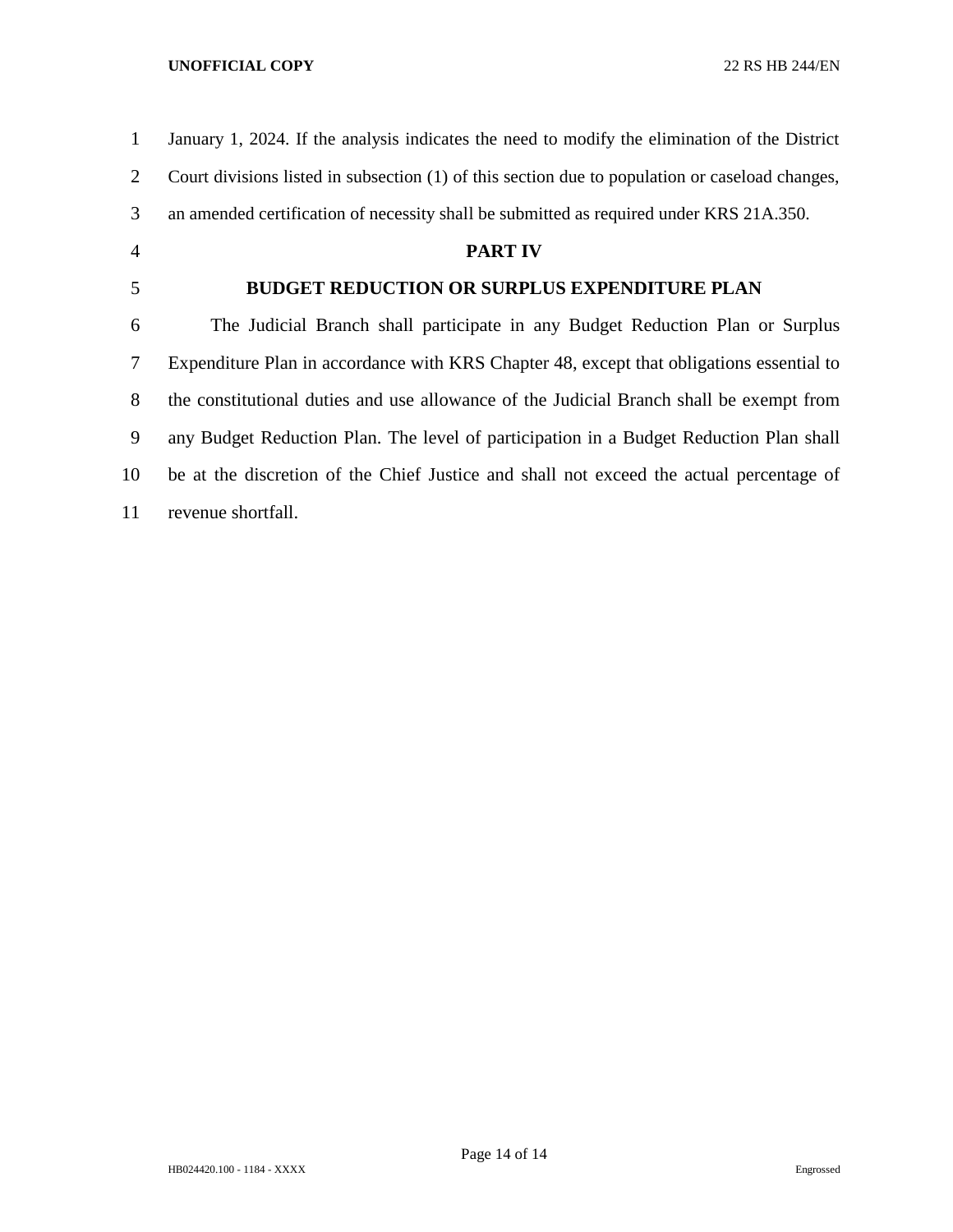January 1, 2024. If the analysis indicates the need to modify the elimination of the District Court divisions listed in subsection (1) of this section due to population or caseload changes, an amended certification of necessity shall be submitted as required under KRS 21A.350.

## PART IV

## BUDGET REDUCTION OR SURPLUS EXPENDITURE PLAN

The Judicial Branch shall participate in any Budget Reduction Plan or Surplus Expenditure Plan in accordance with KRS Chapter 48, except that obligations essential to the constitutional duties and use allowance of the Judicial Branch shall be exempt from any Budget Reduction Plan. The level of participation in a Budget Reduction Plan shall be at the discretion of the Chief Justice and shall not exceed the actual percentage of revenue shortfall.